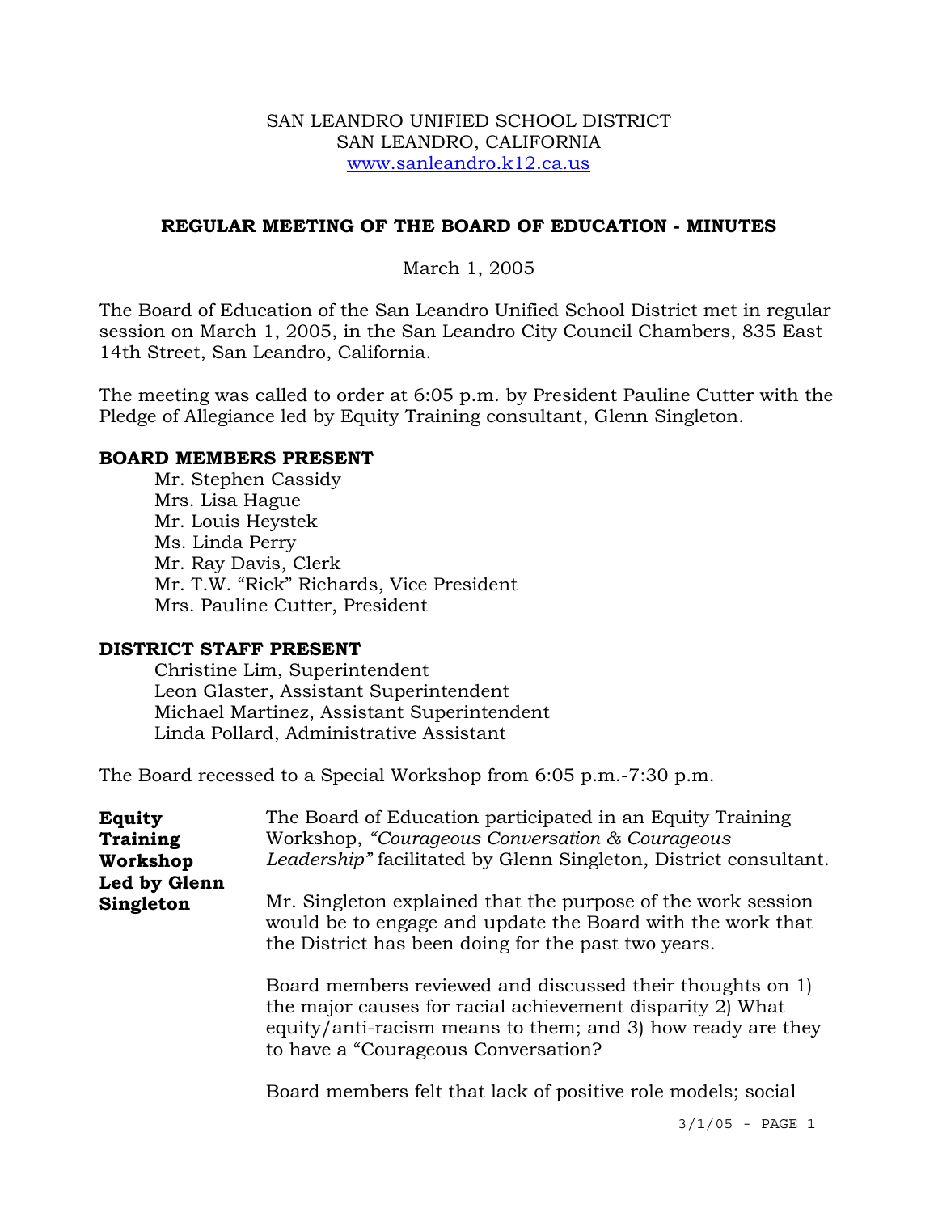SAN LEANDRO UNIFIED SCHOOL DISTRICT
SAN LEANDRO, CALIFORNIA
www.sanleandro.k12.ca.us

## REGULAR MEETING OF THE BOARD OF EDUCATION - MINUTES

March 1, 2005

The Board of Education of the San Leandro Unified School District met in regular session on March 1, 2005, in the San Leandro City Council Chambers, 835 East 14th Street, San Leandro, California.

The meeting was called to order at 6:05 p.m. by President Pauline Cutter with the Pledge of Allegiance led by Equity Training consultant, Glenn Singleton.

**BOARD MEMBERS PRESENT**

Mr. Stephen Cassidy
Mrs. Lisa Hague
Mr. Louis Heystek
Ms. Linda Perry
Mr. Ray Davis, Clerk
Mr. T.W. "Rick" Richards, Vice President
Mrs. Pauline Cutter, President

**DISTRICT STAFF PRESENT**

Christine Lim, Superintendent
Leon Glaster, Assistant Superintendent
Michael Martinez, Assistant Superintendent
Linda Pollard, Administrative Assistant

The Board recessed to a Special Workshop from 6:05 p.m.-7:30 p.m.

**Equity Training Workshop Led by Glenn Singleton**

The Board of Education participated in an Equity Training Workshop, *"Courageous Conversation & Courageous Leadership"* facilitated by Glenn Singleton, District consultant.

Mr. Singleton explained that the purpose of the work session would be to engage and update the Board with the work that the District has been doing for the past two years.

Board members reviewed and discussed their thoughts on 1) the major causes for racial achievement disparity 2) What equity/anti-racism means to them; and 3) how ready are they to have a "Courageous Conversation?

Board members felt that lack of positive role models; social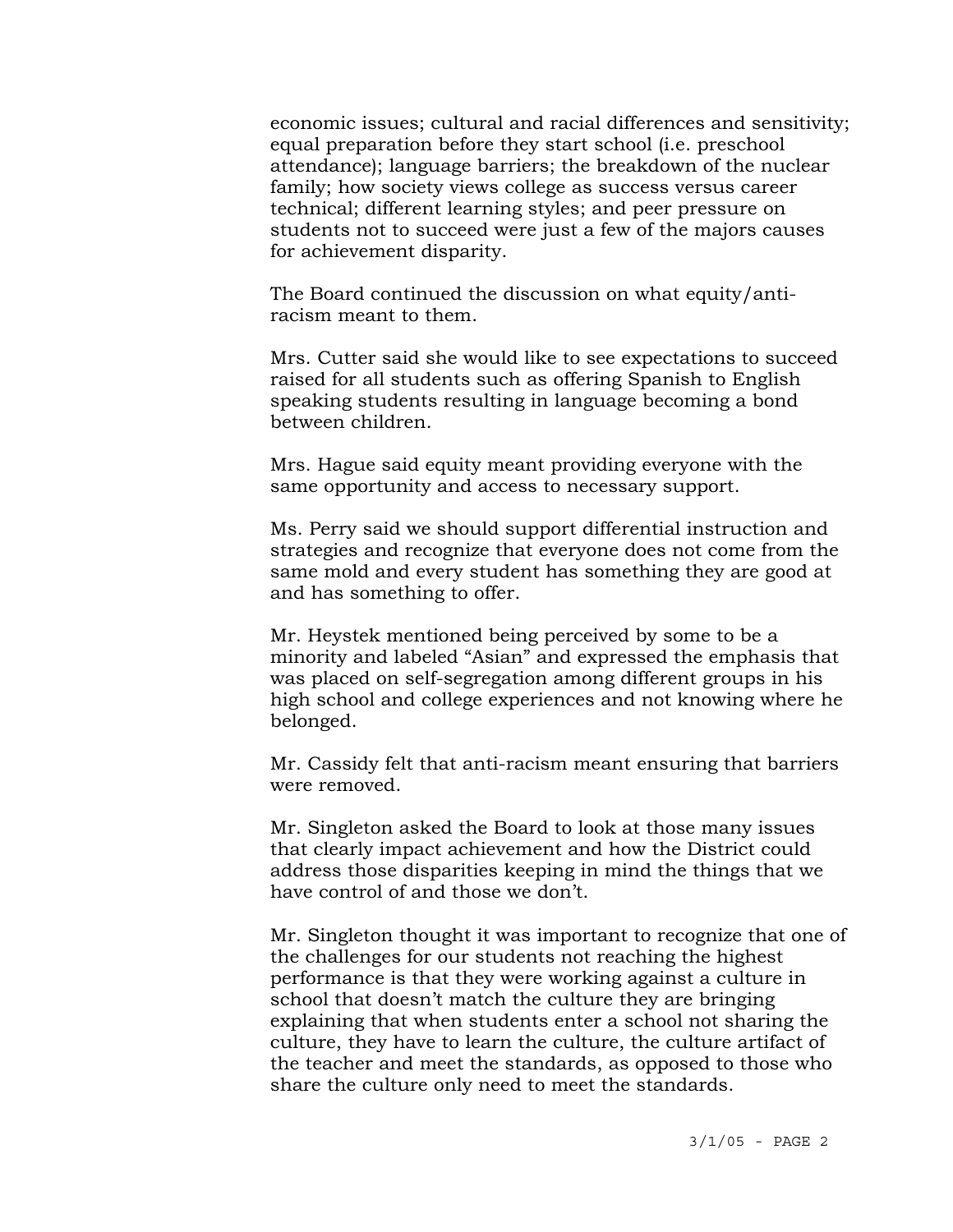economic issues; cultural and racial differences and sensitivity; equal preparation before they start school (i.e. preschool attendance); language barriers; the breakdown of the nuclear family; how society views college as success versus career technical; different learning styles; and peer pressure on students not to succeed were just a few of the majors causes for achievement disparity.

The Board continued the discussion on what equity/anti-racism meant to them.

Mrs. Cutter said she would like to see expectations to succeed raised for all students such as offering Spanish to English speaking students resulting in language becoming a bond between children.

Mrs. Hague said equity meant providing everyone with the same opportunity and access to necessary support.

Ms. Perry said we should support differential instruction and strategies and recognize that everyone does not come from the same mold and every student has something they are good at and has something to offer.

Mr. Heystek mentioned being perceived by some to be a minority and labeled "Asian" and expressed the emphasis that was placed on self-segregation among different groups in his high school and college experiences and not knowing where he belonged.

Mr. Cassidy felt that anti-racism meant ensuring that barriers were removed.

Mr. Singleton asked the Board to look at those many issues that clearly impact achievement and how the District could address those disparities keeping in mind the things that we have control of and those we don't.

Mr. Singleton thought it was important to recognize that one of the challenges for our students not reaching the highest performance is that they were working against a culture in school that doesn't match the culture they are bringing explaining that when students enter a school not sharing the culture, they have to learn the culture, the culture artifact of the teacher and meet the standards, as opposed to those who share the culture only need to meet the standards.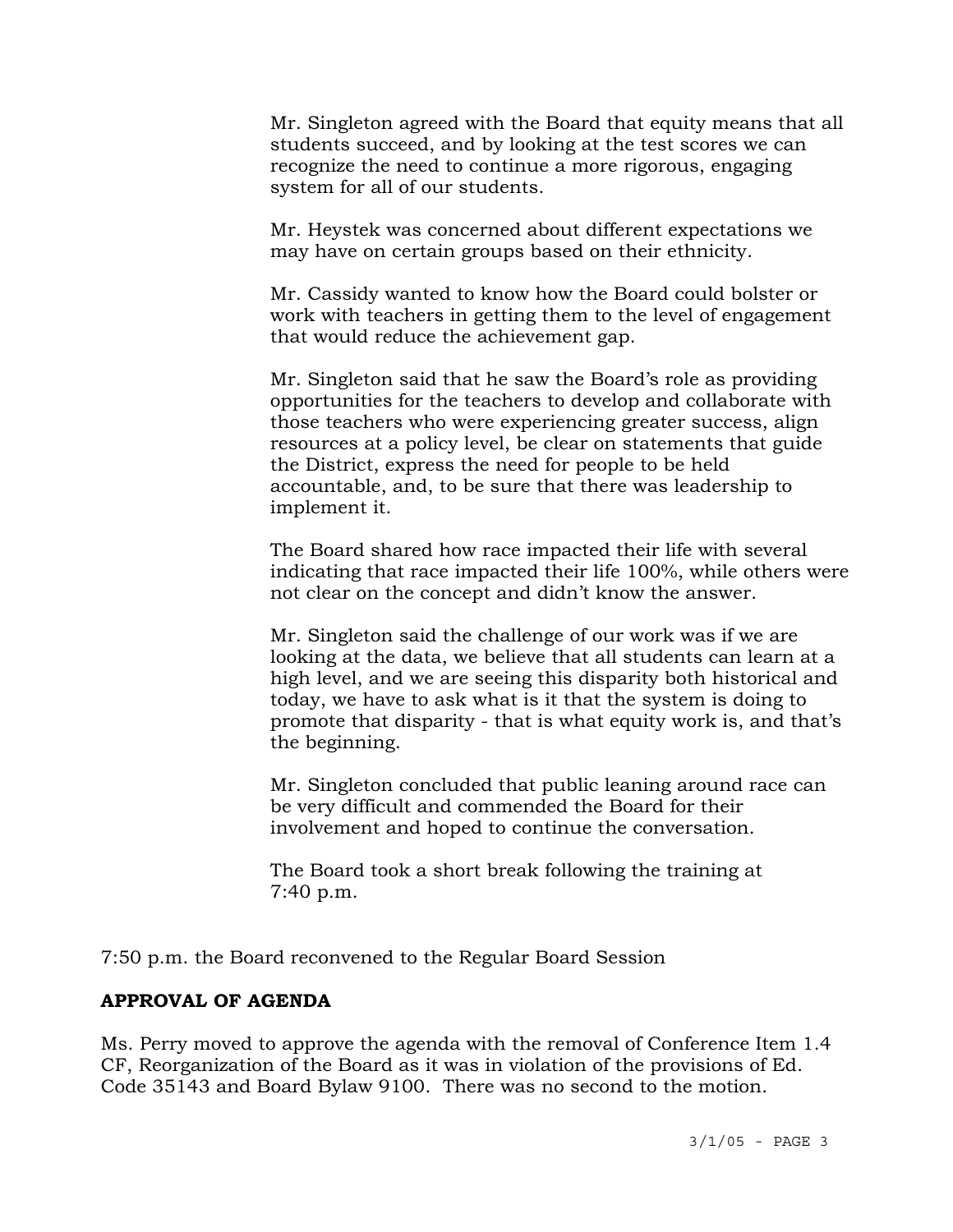Mr. Singleton agreed with the Board that equity means that all students succeed, and by looking at the test scores we can recognize the need to continue a more rigorous, engaging system for all of our students.

Mr. Heystek was concerned about different expectations we may have on certain groups based on their ethnicity.

Mr. Cassidy wanted to know how the Board could bolster or work with teachers in getting them to the level of engagement that would reduce the achievement gap.

Mr. Singleton said that he saw the Board's role as providing opportunities for the teachers to develop and collaborate with those teachers who were experiencing greater success, align resources at a policy level, be clear on statements that guide the District, express the need for people to be held accountable, and, to be sure that there was leadership to implement it.

The Board shared how race impacted their life with several indicating that race impacted their life 100%, while others were not clear on the concept and didn't know the answer.

Mr. Singleton said the challenge of our work was if we are looking at the data, we believe that all students can learn at a high level, and we are seeing this disparity both historical and today, we have to ask what is it that the system is doing to promote that disparity - that is what equity work is, and that's the beginning.

Mr. Singleton concluded that public leaning around race can be very difficult and commended the Board for their involvement and hoped to continue the conversation.

The Board took a short break following the training at 7:40 p.m.

7:50 p.m. the Board reconvened to the Regular Board Session

## APPROVAL OF AGENDA

Ms. Perry moved to approve the agenda with the removal of Conference Item 1.4 CF, Reorganization of the Board as it was in violation of the provisions of Ed. Code 35143 and Board Bylaw 9100. There was no second to the motion.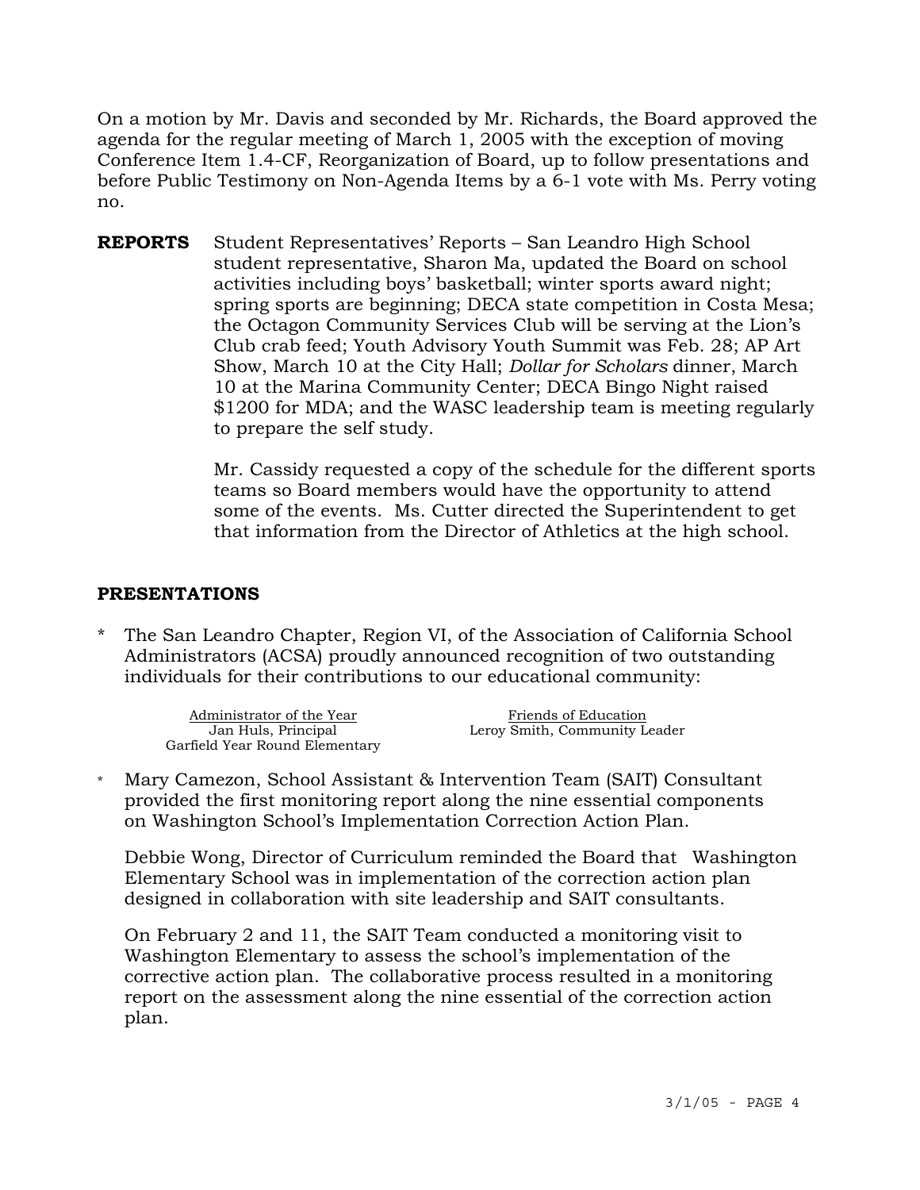On a motion by Mr. Davis and seconded by Mr. Richards, the Board approved the agenda for the regular meeting of March 1, 2005 with the exception of moving Conference Item 1.4-CF, Reorganization of Board, up to follow presentations and before Public Testimony on Non-Agenda Items by a 6-1 vote with Ms. Perry voting no.

**REPORTS** Student Representatives' Reports – San Leandro High School student representative, Sharon Ma, updated the Board on school activities including boys' basketball; winter sports award night; spring sports are beginning; DECA state competition in Costa Mesa; the Octagon Community Services Club will be serving at the Lion's Club crab feed; Youth Advisory Youth Summit was Feb. 28; AP Art Show, March 10 at the City Hall; *Dollar for Scholars* dinner, March 10 at the Marina Community Center; DECA Bingo Night raised $1200 for MDA; and the WASC leadership team is meeting regularly to prepare the self study.

Mr. Cassidy requested a copy of the schedule for the different sports teams so Board members would have the opportunity to attend some of the events. Ms. Cutter directed the Superintendent to get that information from the Director of Athletics at the high school.

## PRESENTATIONS

* The San Leandro Chapter, Region VI, of the Association of California School Administrators (ACSA) proudly announced recognition of two outstanding individuals for their contributions to our educational community:

| Administrator of the Year | Friends of Education |
|---|---|
| Jan Huls, Principal<br>Garfield Year Round Elementary | Leroy Smith, Community Leader |

* Mary Camezon, School Assistant & Intervention Team (SAIT) Consultant provided the first monitoring report along the nine essential components on Washington School's Implementation Correction Action Plan.

  Debbie Wong, Director of Curriculum reminded the Board that Washington Elementary School was in implementation of the correction action plan designed in collaboration with site leadership and SAIT consultants.

  On February 2 and 11, the SAIT Team conducted a monitoring visit to Washington Elementary to assess the school's implementation of the corrective action plan. The collaborative process resulted in a monitoring report on the assessment along the nine essential of the correction action plan.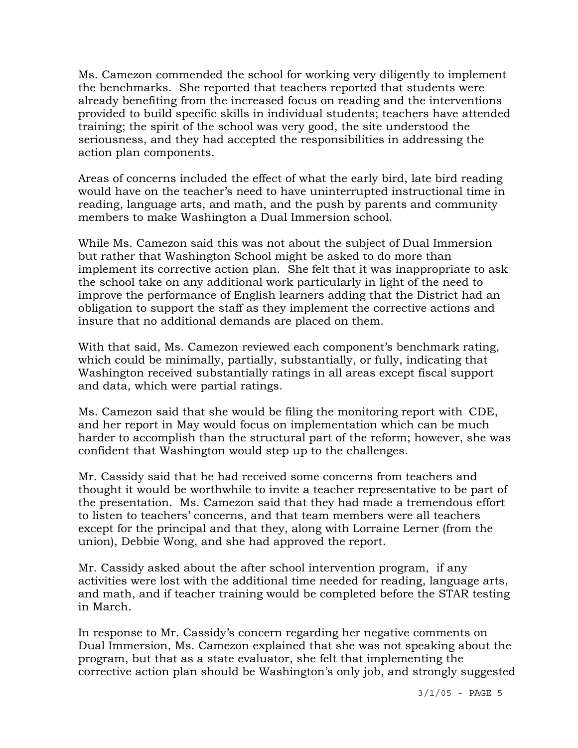Ms. Camezon commended the school for working very diligently to implement the benchmarks. She reported that teachers reported that students were already benefiting from the increased focus on reading and the interventions provided to build specific skills in individual students; teachers have attended training; the spirit of the school was very good, the site understood the seriousness, and they had accepted the responsibilities in addressing the action plan components.

Areas of concerns included the effect of what the early bird, late bird reading would have on the teacher's need to have uninterrupted instructional time in reading, language arts, and math, and the push by parents and community members to make Washington a Dual Immersion school.

While Ms. Camezon said this was not about the subject of Dual Immersion but rather that Washington School might be asked to do more than implement its corrective action plan. She felt that it was inappropriate to ask the school take on any additional work particularly in light of the need to improve the performance of English learners adding that the District had an obligation to support the staff as they implement the corrective actions and insure that no additional demands are placed on them.

With that said, Ms. Camezon reviewed each component's benchmark rating, which could be minimally, partially, substantially, or fully, indicating that Washington received substantially ratings in all areas except fiscal support and data, which were partial ratings.

Ms. Camezon said that she would be filing the monitoring report with CDE, and her report in May would focus on implementation which can be much harder to accomplish than the structural part of the reform; however, she was confident that Washington would step up to the challenges.

Mr. Cassidy said that he had received some concerns from teachers and thought it would be worthwhile to invite a teacher representative to be part of the presentation. Ms. Camezon said that they had made a tremendous effort to listen to teachers' concerns, and that team members were all teachers except for the principal and that they, along with Lorraine Lerner (from the union), Debbie Wong, and she had approved the report.

Mr. Cassidy asked about the after school intervention program, if any activities were lost with the additional time needed for reading, language arts, and math, and if teacher training would be completed before the STAR testing in March.

In response to Mr. Cassidy's concern regarding her negative comments on Dual Immersion, Ms. Camezon explained that she was not speaking about the program, but that as a state evaluator, she felt that implementing the corrective action plan should be Washington's only job, and strongly suggested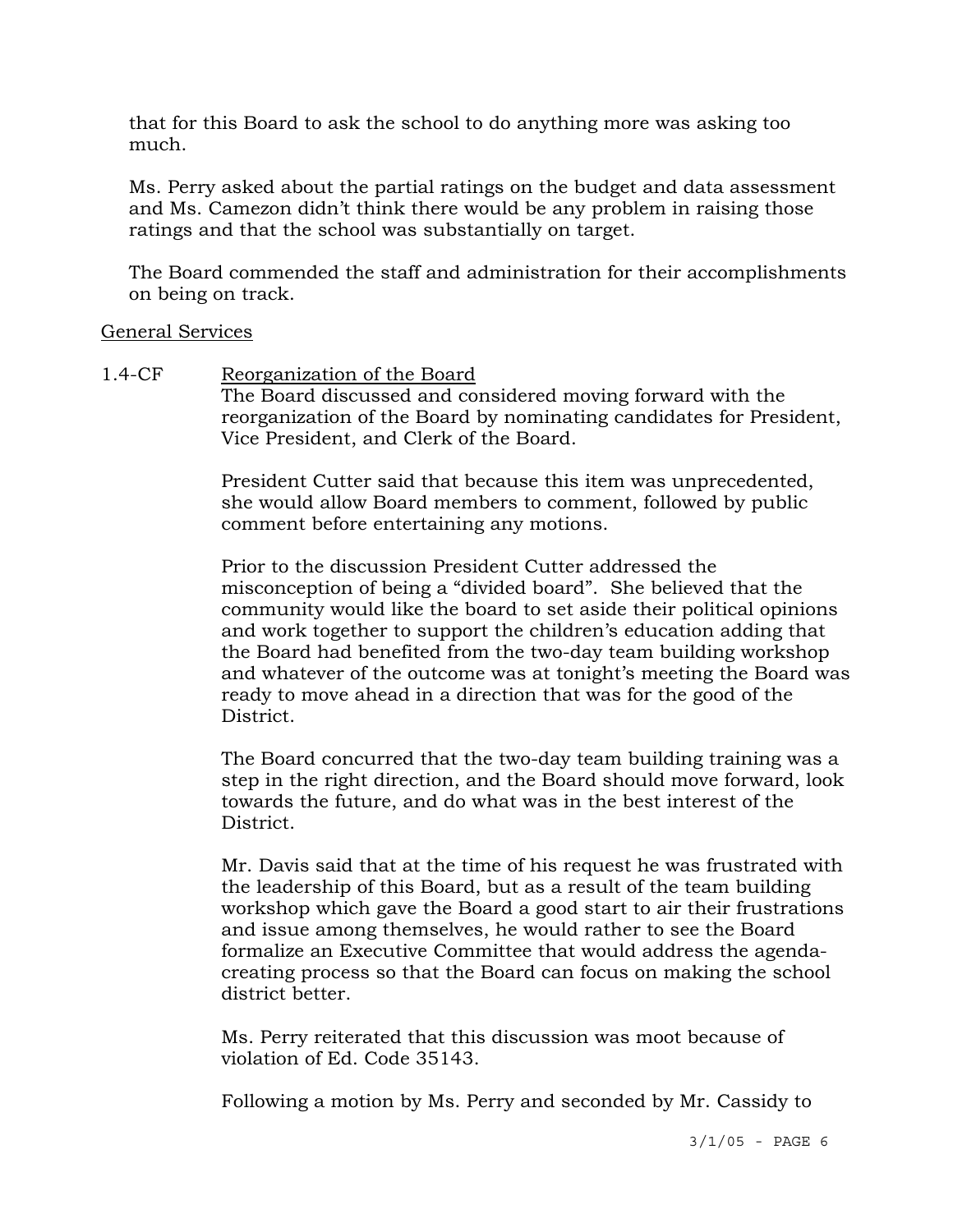that for this Board to ask the school to do anything more was asking too much.

Ms. Perry asked about the partial ratings on the budget and data assessment and Ms. Camezon didn't think there would be any problem in raising those ratings and that the school was substantially on target.

The Board commended the staff and administration for their accomplishments on being on track.

General Services

1.4-CF Reorganization of the Board

The Board discussed and considered moving forward with the reorganization of the Board by nominating candidates for President, Vice President, and Clerk of the Board.

President Cutter said that because this item was unprecedented, she would allow Board members to comment, followed by public comment before entertaining any motions.

Prior to the discussion President Cutter addressed the misconception of being a "divided board". She believed that the community would like the board to set aside their political opinions and work together to support the children's education adding that the Board had benefited from the two-day team building workshop and whatever of the outcome was at tonight's meeting the Board was ready to move ahead in a direction that was for the good of the District.

The Board concurred that the two-day team building training was a step in the right direction, and the Board should move forward, look towards the future, and do what was in the best interest of the District.

Mr. Davis said that at the time of his request he was frustrated with the leadership of this Board, but as a result of the team building workshop which gave the Board a good start to air their frustrations and issue among themselves, he would rather to see the Board formalize an Executive Committee that would address the agenda-creating process so that the Board can focus on making the school district better.

Ms. Perry reiterated that this discussion was moot because of violation of Ed. Code 35143.

Following a motion by Ms. Perry and seconded by Mr. Cassidy to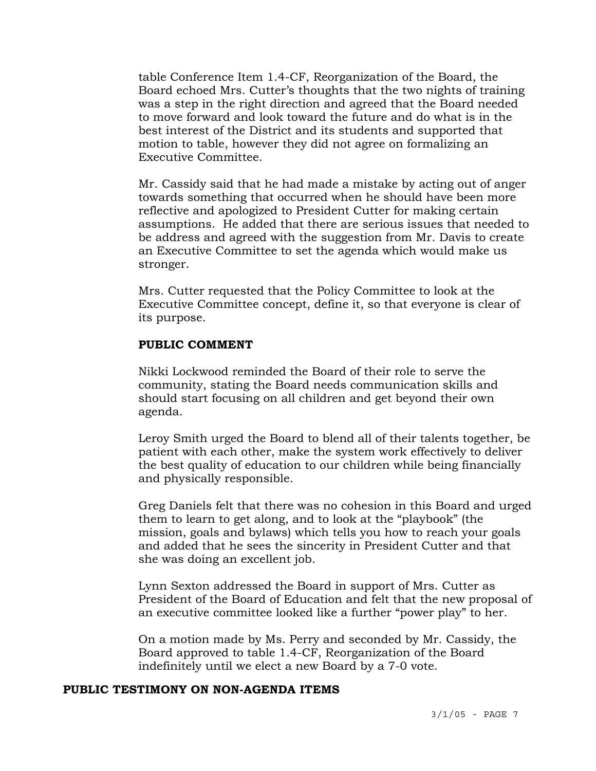table Conference Item 1.4-CF, Reorganization of the Board, the Board echoed Mrs. Cutter's thoughts that the two nights of training was a step in the right direction and agreed that the Board needed to move forward and look toward the future and do what is in the best interest of the District and its students and supported that motion to table, however they did not agree on formalizing an Executive Committee.

Mr. Cassidy said that he had made a mistake by acting out of anger towards something that occurred when he should have been more reflective and apologized to President Cutter for making certain assumptions. He added that there are serious issues that needed to be address and agreed with the suggestion from Mr. Davis to create an Executive Committee to set the agenda which would make us stronger.

Mrs. Cutter requested that the Policy Committee to look at the Executive Committee concept, define it, so that everyone is clear of its purpose.

**PUBLIC COMMENT**

Nikki Lockwood reminded the Board of their role to serve the community, stating the Board needs communication skills and should start focusing on all children and get beyond their own agenda.

Leroy Smith urged the Board to blend all of their talents together, be patient with each other, make the system work effectively to deliver the best quality of education to our children while being financially and physically responsible.

Greg Daniels felt that there was no cohesion in this Board and urged them to learn to get along, and to look at the "playbook" (the mission, goals and bylaws) which tells you how to reach your goals and added that he sees the sincerity in President Cutter and that she was doing an excellent job.

Lynn Sexton addressed the Board in support of Mrs. Cutter as President of the Board of Education and felt that the new proposal of an executive committee looked like a further "power play" to her.

On a motion made by Ms. Perry and seconded by Mr. Cassidy, the Board approved to table 1.4-CF, Reorganization of the Board indefinitely until we elect a new Board by a 7-0 vote.

**PUBLIC TESTIMONY ON NON-AGENDA ITEMS**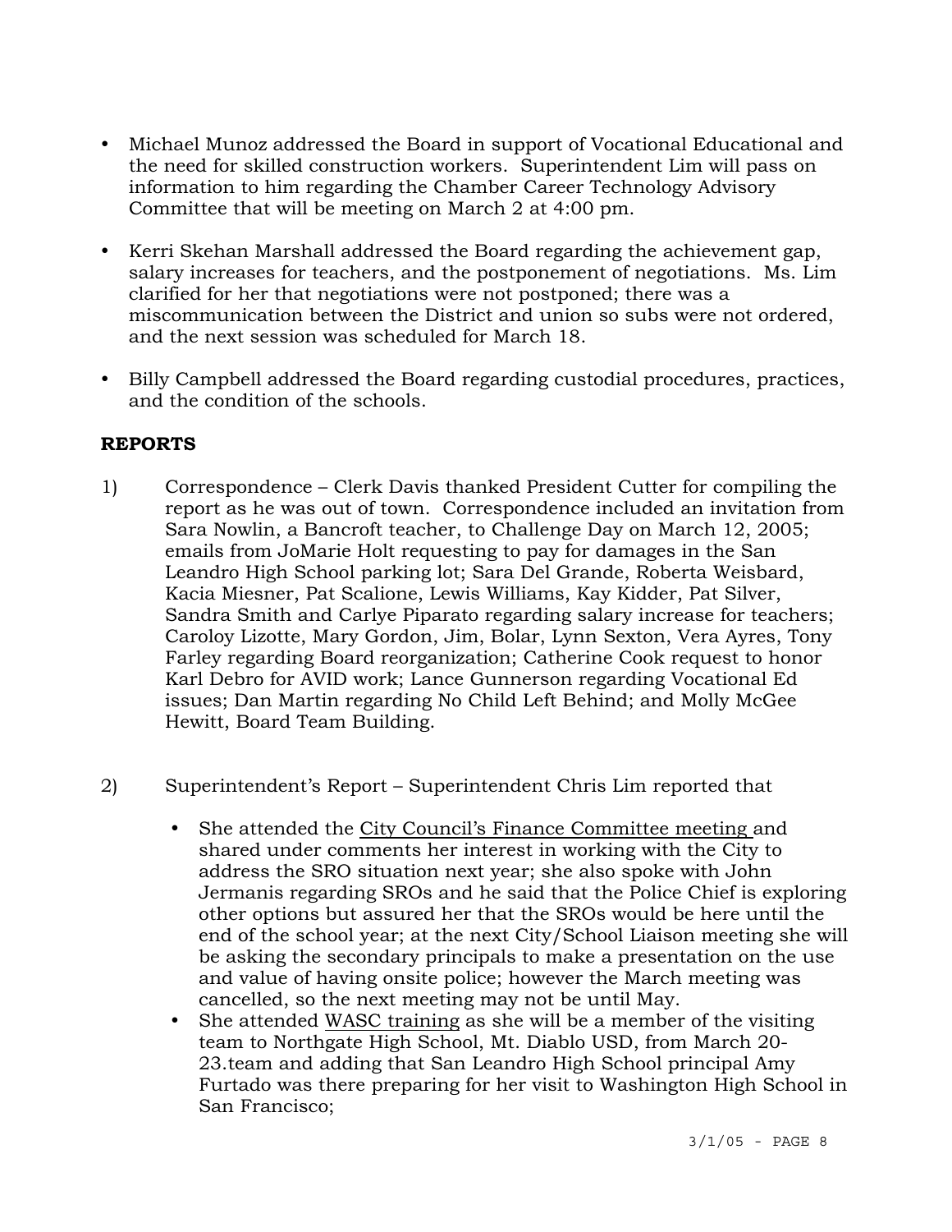- Michael Munoz addressed the Board in support of Vocational Educational and the need for skilled construction workers. Superintendent Lim will pass on information to him regarding the Chamber Career Technology Advisory Committee that will be meeting on March 2 at 4:00 pm.
- Kerri Skehan Marshall addressed the Board regarding the achievement gap, salary increases for teachers, and the postponement of negotiations. Ms. Lim clarified for her that negotiations were not postponed; there was a miscommunication between the District and union so subs were not ordered, and the next session was scheduled for March 18.
- Billy Campbell addressed the Board regarding custodial procedures, practices, and the condition of the schools.

**REPORTS**

1) Correspondence – Clerk Davis thanked President Cutter for compiling the report as he was out of town. Correspondence included an invitation from Sara Nowlin, a Bancroft teacher, to Challenge Day on March 12, 2005; emails from JoMarie Holt requesting to pay for damages in the San Leandro High School parking lot; Sara Del Grande, Roberta Weisbard, Kacia Miesner, Pat Scalione, Lewis Williams, Kay Kidder, Pat Silver, Sandra Smith and Carlye Piparato regarding salary increase for teachers; Caroloy Lizotte, Mary Gordon, Jim, Bolar, Lynn Sexton, Vera Ayres, Tony Farley regarding Board reorganization; Catherine Cook request to honor Karl Debro for AVID work; Lance Gunnerson regarding Vocational Ed issues; Dan Martin regarding No Child Left Behind; and Molly McGee Hewitt, Board Team Building.

2) Superintendent's Report – Superintendent Chris Lim reported that

   - She attended the City Council's Finance Committee meeting and shared under comments her interest in working with the City to address the SRO situation next year; she also spoke with John Jermanis regarding SROs and he said that the Police Chief is exploring other options but assured her that the SROs would be here until the end of the school year; at the next City/School Liaison meeting she will be asking the secondary principals to make a presentation on the use and value of having onsite police; however the March meeting was cancelled, so the next meeting may not be until May.
   - She attended WASC training as she will be a member of the visiting team to Northgate High School, Mt. Diablo USD, from March 20-23.team and adding that San Leandro High School principal Amy Furtado was there preparing for her visit to Washington High School in San Francisco;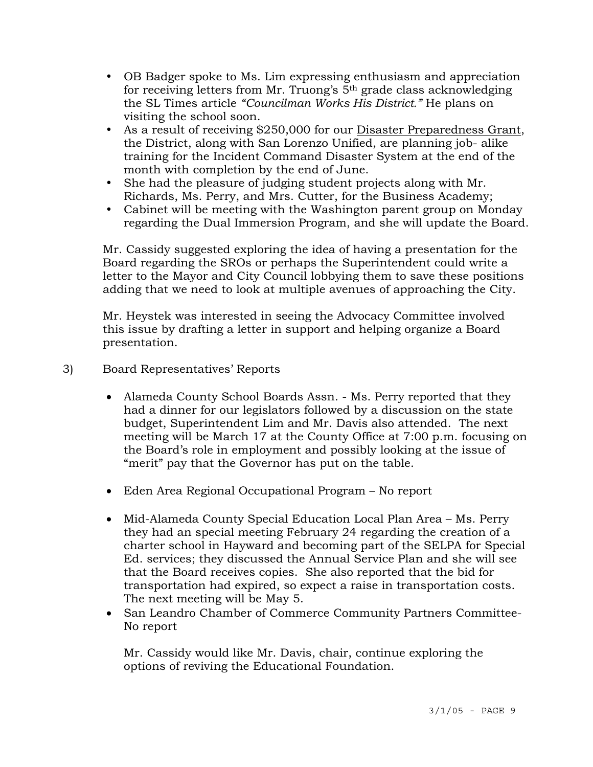- OB Badger spoke to Ms. Lim expressing enthusiasm and appreciation for receiving letters from Mr. Truong's 5th grade class acknowledging the SL Times article *"Councilman Works His District."* He plans on visiting the school soon.
- As a result of receiving $250,000 for our Disaster Preparedness Grant, the District, along with San Lorenzo Unified, are planning job- alike training for the Incident Command Disaster System at the end of the month with completion by the end of June.
- She had the pleasure of judging student projects along with Mr. Richards, Ms. Perry, and Mrs. Cutter, for the Business Academy;
- Cabinet will be meeting with the Washington parent group on Monday regarding the Dual Immersion Program, and she will update the Board.

Mr. Cassidy suggested exploring the idea of having a presentation for the Board regarding the SROs or perhaps the Superintendent could write a letter to the Mayor and City Council lobbying them to save these positions adding that we need to look at multiple avenues of approaching the City.

Mr. Heystek was interested in seeing the Advocacy Committee involved this issue by drafting a letter in support and helping organize a Board presentation.

3) Board Representatives' Reports

- Alameda County School Boards Assn. - Ms. Perry reported that they had a dinner for our legislators followed by a discussion on the state budget, Superintendent Lim and Mr. Davis also attended. The next meeting will be March 17 at the County Office at 7:00 p.m. focusing on the Board's role in employment and possibly looking at the issue of "merit" pay that the Governor has put on the table.

- Eden Area Regional Occupational Program – No report

- Mid-Alameda County Special Education Local Plan Area – Ms. Perry they had an special meeting February 24 regarding the creation of a charter school in Hayward and becoming part of the SELPA for Special Ed. services; they discussed the Annual Service Plan and she will see that the Board receives copies. She also reported that the bid for transportation had expired, so expect a raise in transportation costs. The next meeting will be May 5.
- San Leandro Chamber of Commerce Community Partners Committee- No report

Mr. Cassidy would like Mr. Davis, chair, continue exploring the options of reviving the Educational Foundation.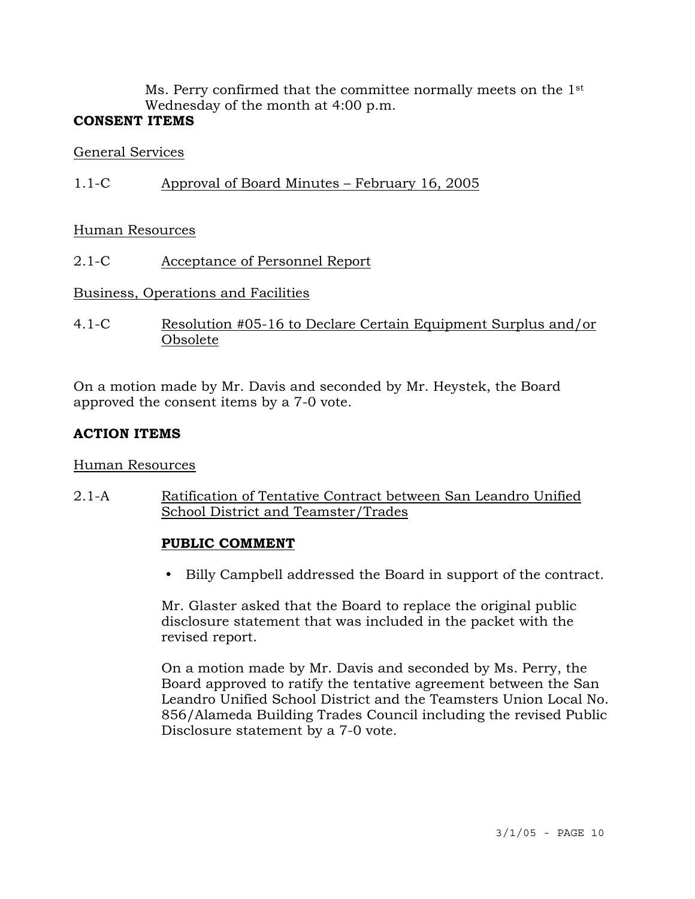Ms. Perry confirmed that the committee normally meets on the 1st Wednesday of the month at 4:00 p.m.

**CONSENT ITEMS**

General Services

1.1-C Approval of Board Minutes – February 16, 2005

Human Resources

2.1-C Acceptance of Personnel Report

Business, Operations and Facilities

4.1-C Resolution #05-16 to Declare Certain Equipment Surplus and/or Obsolete

On a motion made by Mr. Davis and seconded by Mr. Heystek, the Board approved the consent items by a 7-0 vote.

**ACTION ITEMS**

Human Resources

2.1-A Ratification of Tentative Contract between San Leandro Unified School District and Teamster/Trades

**PUBLIC COMMENT**

- Billy Campbell addressed the Board in support of the contract.

Mr. Glaster asked that the Board to replace the original public disclosure statement that was included in the packet with the revised report.

On a motion made by Mr. Davis and seconded by Ms. Perry, the Board approved to ratify the tentative agreement between the San Leandro Unified School District and the Teamsters Union Local No. 856/Alameda Building Trades Council including the revised Public Disclosure statement by a 7-0 vote.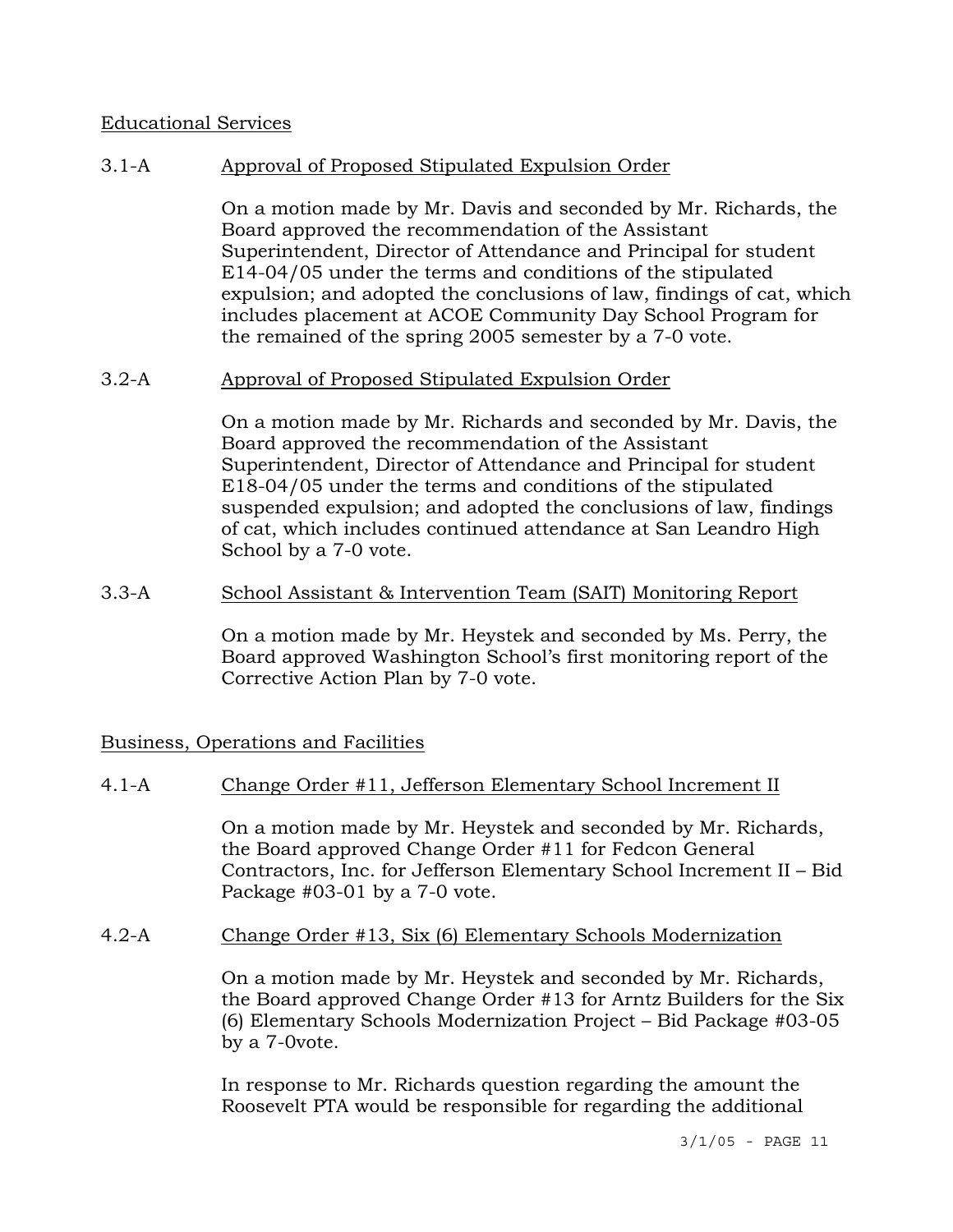Educational Services

3.1-A Approval of Proposed Stipulated Expulsion Order

On a motion made by Mr. Davis and seconded by Mr. Richards, the Board approved the recommendation of the Assistant Superintendent, Director of Attendance and Principal for student E14-04/05 under the terms and conditions of the stipulated expulsion; and adopted the conclusions of law, findings of cat, which includes placement at ACOE Community Day School Program for the remained of the spring 2005 semester by a 7-0 vote.

3.2-A Approval of Proposed Stipulated Expulsion Order

On a motion made by Mr. Richards and seconded by Mr. Davis, the Board approved the recommendation of the Assistant Superintendent, Director of Attendance and Principal for student E18-04/05 under the terms and conditions of the stipulated suspended expulsion; and adopted the conclusions of law, findings of cat, which includes continued attendance at San Leandro High School by a 7-0 vote.

3.3-A School Assistant & Intervention Team (SAIT) Monitoring Report

On a motion made by Mr. Heystek and seconded by Ms. Perry, the Board approved Washington School's first monitoring report of the Corrective Action Plan by 7-0 vote.

Business, Operations and Facilities

4.1-A Change Order #11, Jefferson Elementary School Increment II

On a motion made by Mr. Heystek and seconded by Mr. Richards, the Board approved Change Order #11 for Fedcon General Contractors, Inc. for Jefferson Elementary School Increment II – Bid Package #03-01 by a 7-0 vote.

4.2-A Change Order #13, Six (6) Elementary Schools Modernization

On a motion made by Mr. Heystek and seconded by Mr. Richards, the Board approved Change Order #13 for Arntz Builders for the Six (6) Elementary Schools Modernization Project – Bid Package #03-05 by a 7-0vote.

In response to Mr. Richards question regarding the amount the Roosevelt PTA would be responsible for regarding the additional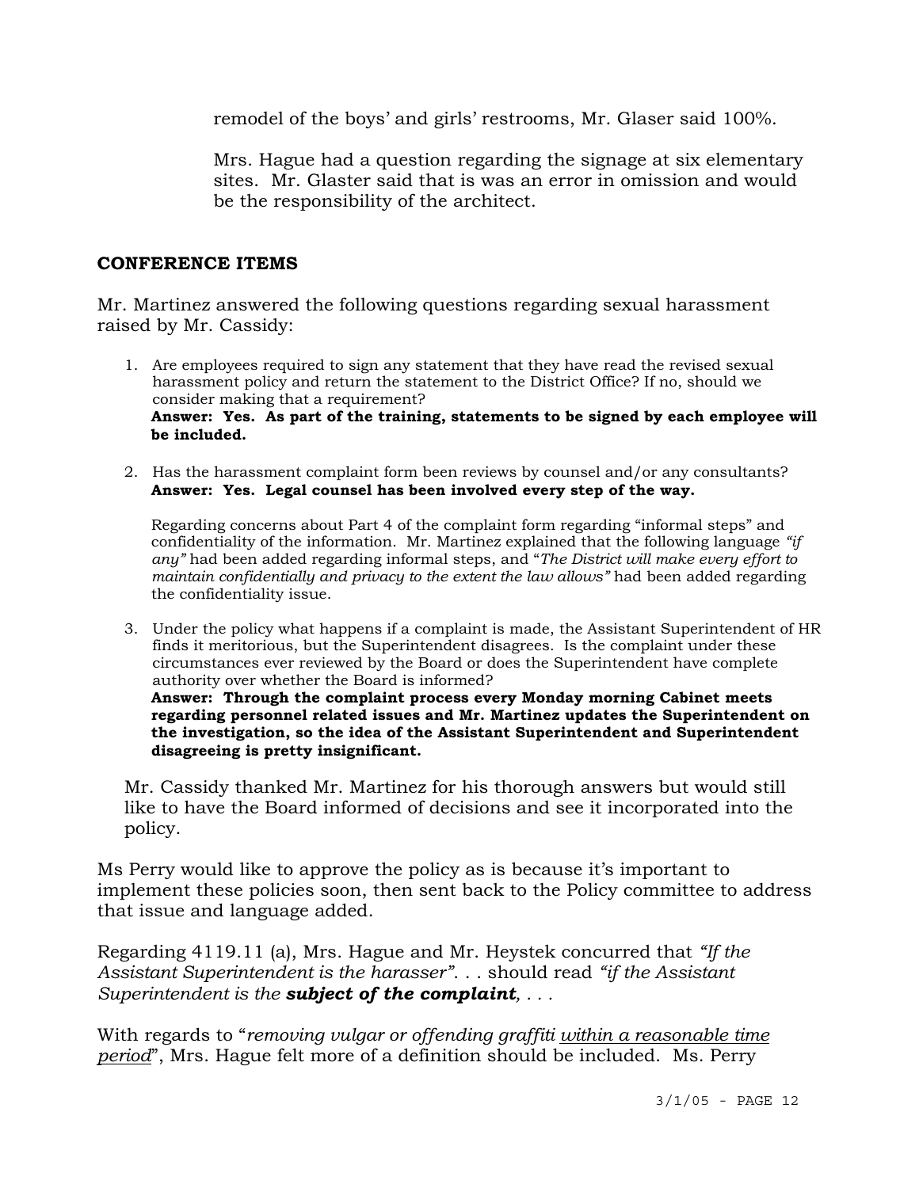remodel of the boys' and girls' restrooms, Mr. Glaser said 100%.

Mrs. Hague had a question regarding the signage at six elementary sites. Mr. Glaster said that is was an error in omission and would be the responsibility of the architect.

## CONFERENCE ITEMS

Mr. Martinez answered the following questions regarding sexual harassment raised by Mr. Cassidy:

1. Are employees required to sign any statement that they have read the revised sexual harassment policy and return the statement to the District Office? If no, should we consider making that a requirement?
   **Answer: Yes. As part of the training, statements to be signed by each employee will be included.**

2. Has the harassment complaint form been reviews by counsel and/or any consultants?
   **Answer: Yes. Legal counsel has been involved every step of the way.**

   Regarding concerns about Part 4 of the complaint form regarding "informal steps" and confidentiality of the information. Mr. Martinez explained that the following language *"if any"* had been added regarding informal steps, and "*The District will make every effort to maintain confidentially and privacy to the extent the law allows"* had been added regarding the confidentiality issue.

3. Under the policy what happens if a complaint is made, the Assistant Superintendent of HR finds it meritorious, but the Superintendent disagrees. Is the complaint under these circumstances ever reviewed by the Board or does the Superintendent have complete authority over whether the Board is informed?
   **Answer: Through the complaint process every Monday morning Cabinet meets regarding personnel related issues and Mr. Martinez updates the Superintendent on the investigation, so the idea of the Assistant Superintendent and Superintendent disagreeing is pretty insignificant.**

Mr. Cassidy thanked Mr. Martinez for his thorough answers but would still like to have the Board informed of decisions and see it incorporated into the policy.

Ms Perry would like to approve the policy as is because it's important to implement these policies soon, then sent back to the Policy committee to address that issue and language added.

Regarding 4119.11 (a), Mrs. Hague and Mr. Heystek concurred that *"If the Assistant Superintendent is the harasser"*. . . should read *"if the Assistant Superintendent is the* ***subject of the complaint****, . . .*

With regards to "*removing vulgar or offending graffiti within a reasonable time period*", Mrs. Hague felt more of a definition should be included. Ms. Perry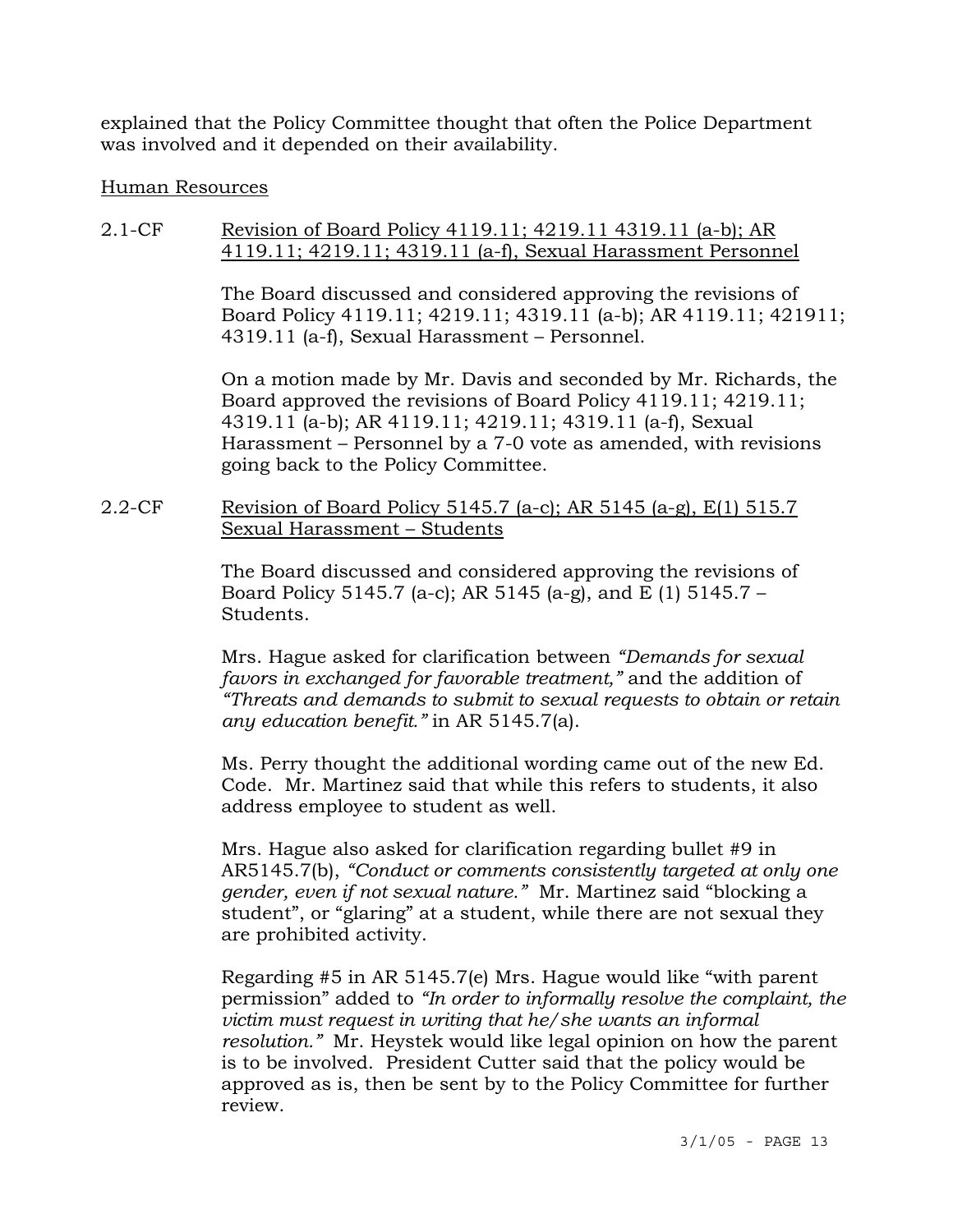explained that the Policy Committee thought that often the Police Department was involved and it depended on their availability.

Human Resources

2.1-CF Revision of Board Policy 4119.11; 4219.11 4319.11 (a-b); AR 4119.11; 4219.11; 4319.11 (a-f), Sexual Harassment Personnel

The Board discussed and considered approving the revisions of Board Policy 4119.11; 4219.11; 4319.11 (a-b); AR 4119.11; 421911; 4319.11 (a-f), Sexual Harassment – Personnel.

On a motion made by Mr. Davis and seconded by Mr. Richards, the Board approved the revisions of Board Policy 4119.11; 4219.11; 4319.11 (a-b); AR 4119.11; 4219.11; 4319.11 (a-f), Sexual Harassment – Personnel by a 7-0 vote as amended, with revisions going back to the Policy Committee.

2.2-CF Revision of Board Policy 5145.7 (a-c); AR 5145 (a-g), E(1) 515.7 Sexual Harassment – Students

The Board discussed and considered approving the revisions of Board Policy 5145.7 (a-c); AR 5145 (a-g), and E (1) 5145.7 – Students.

Mrs. Hague asked for clarification between *"Demands for sexual favors in exchanged for favorable treatment,"* and the addition of *"Threats and demands to submit to sexual requests to obtain or retain any education benefit."* in AR 5145.7(a).

Ms. Perry thought the additional wording came out of the new Ed. Code. Mr. Martinez said that while this refers to students, it also address employee to student as well.

Mrs. Hague also asked for clarification regarding bullet #9 in AR5145.7(b), *"Conduct or comments consistently targeted at only one gender, even if not sexual nature."* Mr. Martinez said "blocking a student", or "glaring" at a student, while there are not sexual they are prohibited activity.

Regarding #5 in AR 5145.7(e) Mrs. Hague would like "with parent permission" added to *"In order to informally resolve the complaint, the victim must request in writing that he/she wants an informal resolution."* Mr. Heystek would like legal opinion on how the parent is to be involved. President Cutter said that the policy would be approved as is, then be sent by to the Policy Committee for further review.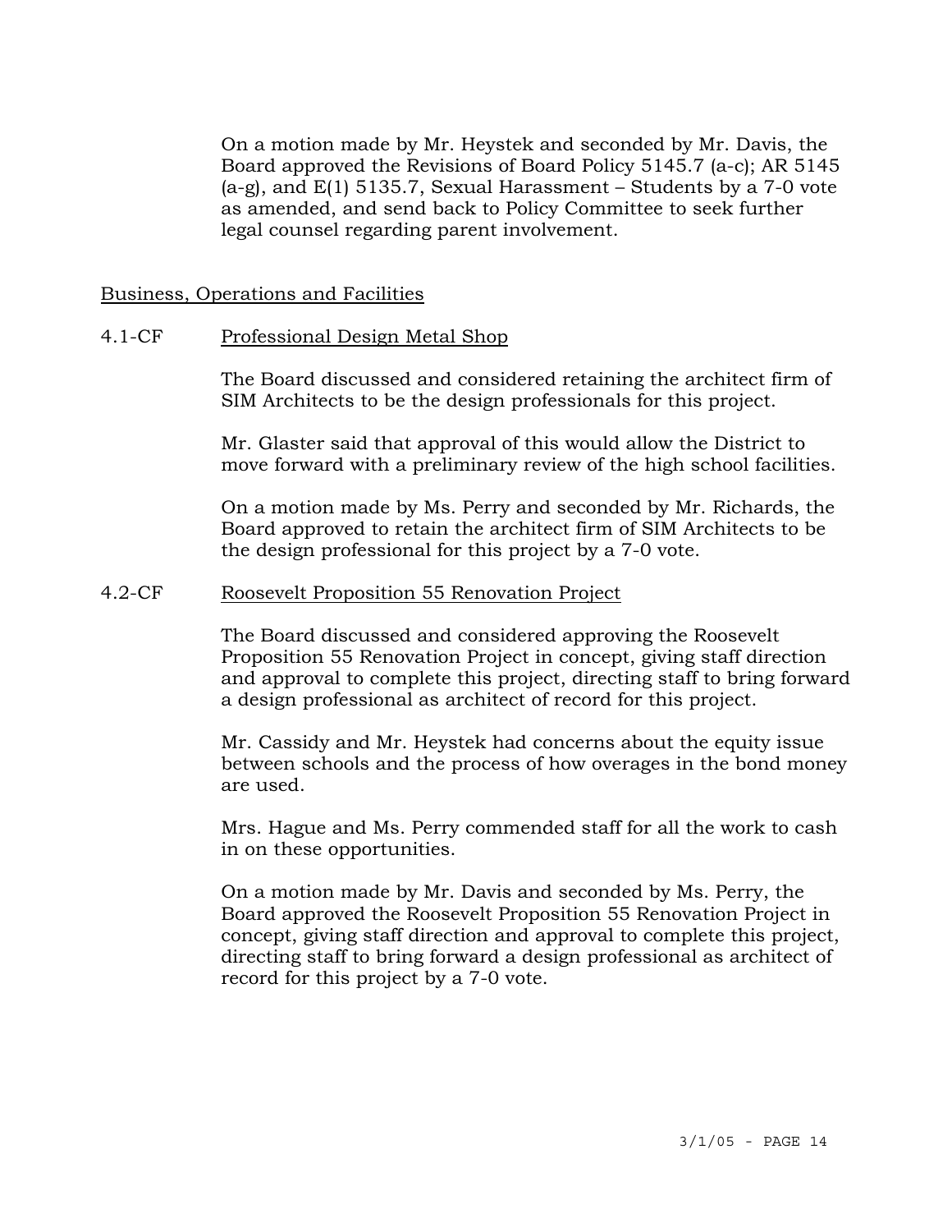On a motion made by Mr. Heystek and seconded by Mr. Davis, the Board approved the Revisions of Board Policy 5145.7 (a-c); AR 5145 (a-g), and E(1) 5135.7, Sexual Harassment – Students by a 7-0 vote as amended, and send back to Policy Committee to seek further legal counsel regarding parent involvement.

## Business, Operations and Facilities

### 4.1-CF Professional Design Metal Shop

The Board discussed and considered retaining the architect firm of SIM Architects to be the design professionals for this project.

Mr. Glaster said that approval of this would allow the District to move forward with a preliminary review of the high school facilities.

On a motion made by Ms. Perry and seconded by Mr. Richards, the Board approved to retain the architect firm of SIM Architects to be the design professional for this project by a 7-0 vote.

### 4.2-CF Roosevelt Proposition 55 Renovation Project

The Board discussed and considered approving the Roosevelt Proposition 55 Renovation Project in concept, giving staff direction and approval to complete this project, directing staff to bring forward a design professional as architect of record for this project.

Mr. Cassidy and Mr. Heystek had concerns about the equity issue between schools and the process of how overages in the bond money are used.

Mrs. Hague and Ms. Perry commended staff for all the work to cash in on these opportunities.

On a motion made by Mr. Davis and seconded by Ms. Perry, the Board approved the Roosevelt Proposition 55 Renovation Project in concept, giving staff direction and approval to complete this project, directing staff to bring forward a design professional as architect of record for this project by a 7-0 vote.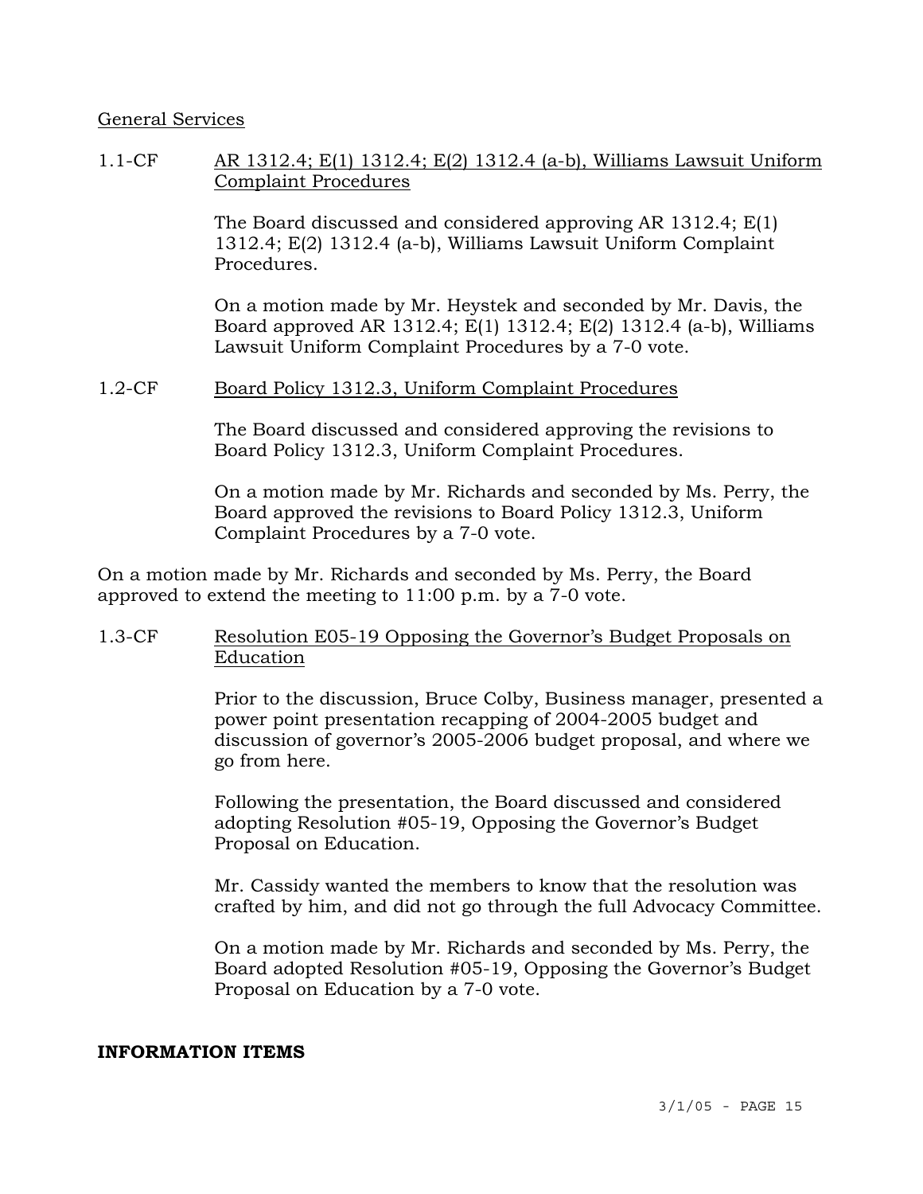General Services

1.1-CF AR 1312.4; E(1) 1312.4; E(2) 1312.4 (a-b), Williams Lawsuit Uniform Complaint Procedures

The Board discussed and considered approving AR 1312.4; E(1) 1312.4; E(2) 1312.4 (a-b), Williams Lawsuit Uniform Complaint Procedures.

On a motion made by Mr. Heystek and seconded by Mr. Davis, the Board approved AR 1312.4; E(1) 1312.4; E(2) 1312.4 (a-b), Williams Lawsuit Uniform Complaint Procedures by a 7-0 vote.

1.2-CF Board Policy 1312.3, Uniform Complaint Procedures

The Board discussed and considered approving the revisions to Board Policy 1312.3, Uniform Complaint Procedures.

On a motion made by Mr. Richards and seconded by Ms. Perry, the Board approved the revisions to Board Policy 1312.3, Uniform Complaint Procedures by a 7-0 vote.

On a motion made by Mr. Richards and seconded by Ms. Perry, the Board approved to extend the meeting to 11:00 p.m. by a 7-0 vote.

1.3-CF Resolution E05-19 Opposing the Governor's Budget Proposals on Education

Prior to the discussion, Bruce Colby, Business manager, presented a power point presentation recapping of 2004-2005 budget and discussion of governor's 2005-2006 budget proposal, and where we go from here.

Following the presentation, the Board discussed and considered adopting Resolution #05-19, Opposing the Governor's Budget Proposal on Education.

Mr. Cassidy wanted the members to know that the resolution was crafted by him, and did not go through the full Advocacy Committee.

On a motion made by Mr. Richards and seconded by Ms. Perry, the Board adopted Resolution #05-19, Opposing the Governor's Budget Proposal on Education by a 7-0 vote.

**INFORMATION ITEMS**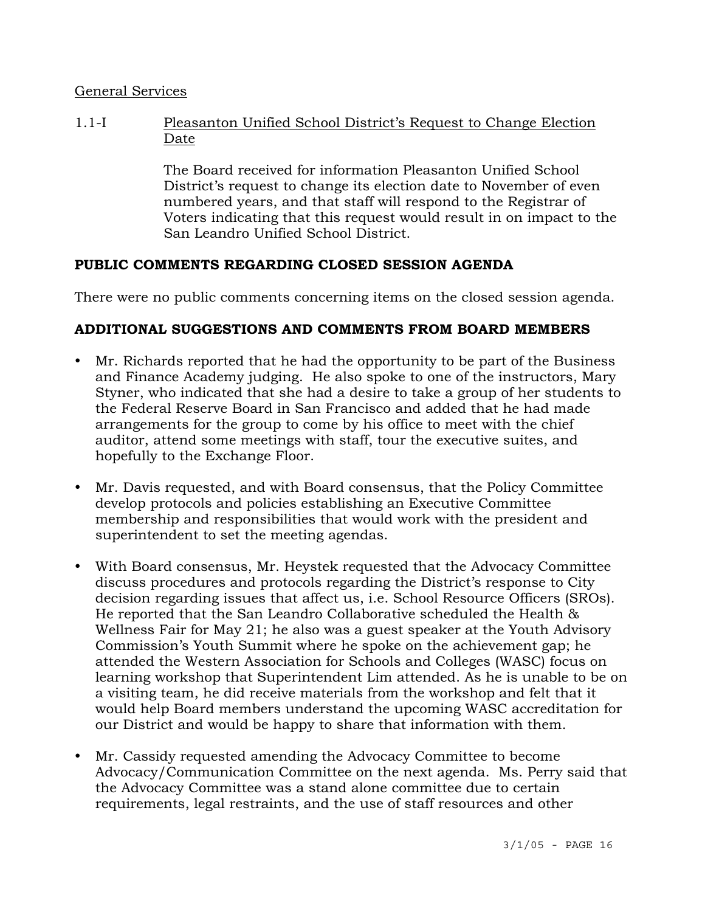General Services

1.1-I Pleasanton Unified School District's Request to Change Election Date

The Board received for information Pleasanton Unified School District's request to change its election date to November of even numbered years, and that staff will respond to the Registrar of Voters indicating that this request would result in on impact to the San Leandro Unified School District.

**PUBLIC COMMENTS REGARDING CLOSED SESSION AGENDA**

There were no public comments concerning items on the closed session agenda.

**ADDITIONAL SUGGESTIONS AND COMMENTS FROM BOARD MEMBERS**

- Mr. Richards reported that he had the opportunity to be part of the Business and Finance Academy judging. He also spoke to one of the instructors, Mary Styner, who indicated that she had a desire to take a group of her students to the Federal Reserve Board in San Francisco and added that he had made arrangements for the group to come by his office to meet with the chief auditor, attend some meetings with staff, tour the executive suites, and hopefully to the Exchange Floor.

- Mr. Davis requested, and with Board consensus, that the Policy Committee develop protocols and policies establishing an Executive Committee membership and responsibilities that would work with the president and superintendent to set the meeting agendas.

- With Board consensus, Mr. Heystek requested that the Advocacy Committee discuss procedures and protocols regarding the District's response to City decision regarding issues that affect us, i.e. School Resource Officers (SROs). He reported that the San Leandro Collaborative scheduled the Health & Wellness Fair for May 21; he also was a guest speaker at the Youth Advisory Commission's Youth Summit where he spoke on the achievement gap; he attended the Western Association for Schools and Colleges (WASC) focus on learning workshop that Superintendent Lim attended. As he is unable to be on a visiting team, he did receive materials from the workshop and felt that it would help Board members understand the upcoming WASC accreditation for our District and would be happy to share that information with them.

- Mr. Cassidy requested amending the Advocacy Committee to become Advocacy/Communication Committee on the next agenda. Ms. Perry said that the Advocacy Committee was a stand alone committee due to certain requirements, legal restraints, and the use of staff resources and other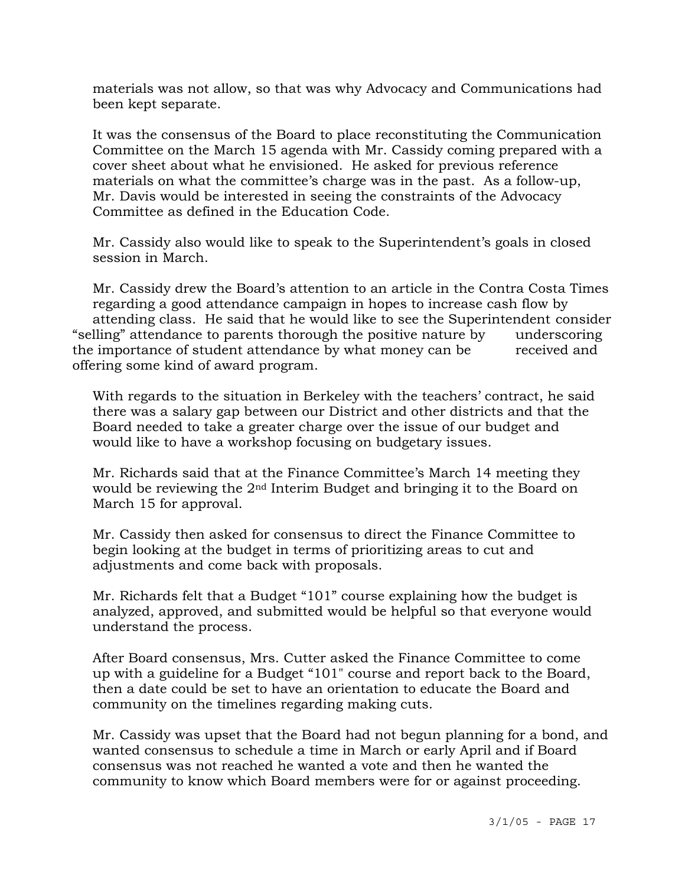materials was not allow, so that was why Advocacy and Communications had been kept separate.

It was the consensus of the Board to place reconstituting the Communication Committee on the March 15 agenda with Mr. Cassidy coming prepared with a cover sheet about what he envisioned. He asked for previous reference materials on what the committee's charge was in the past. As a follow-up, Mr. Davis would be interested in seeing the constraints of the Advocacy Committee as defined in the Education Code.

Mr. Cassidy also would like to speak to the Superintendent's goals in closed session in March.

Mr. Cassidy drew the Board's attention to an article in the Contra Costa Times regarding a good attendance campaign in hopes to increase cash flow by attending class. He said that he would like to see the Superintendent consider "selling" attendance to parents thorough the positive nature by underscoring the importance of student attendance by what money can be received and offering some kind of award program.

With regards to the situation in Berkeley with the teachers' contract, he said there was a salary gap between our District and other districts and that the Board needed to take a greater charge over the issue of our budget and would like to have a workshop focusing on budgetary issues.

Mr. Richards said that at the Finance Committee's March 14 meeting they would be reviewing the 2nd Interim Budget and bringing it to the Board on March 15 for approval.

Mr. Cassidy then asked for consensus to direct the Finance Committee to begin looking at the budget in terms of prioritizing areas to cut and adjustments and come back with proposals.

Mr. Richards felt that a Budget "101" course explaining how the budget is analyzed, approved, and submitted would be helpful so that everyone would understand the process.

After Board consensus, Mrs. Cutter asked the Finance Committee to come up with a guideline for a Budget "101" course and report back to the Board, then a date could be set to have an orientation to educate the Board and community on the timelines regarding making cuts.

Mr. Cassidy was upset that the Board had not begun planning for a bond, and wanted consensus to schedule a time in March or early April and if Board consensus was not reached he wanted a vote and then he wanted the community to know which Board members were for or against proceeding.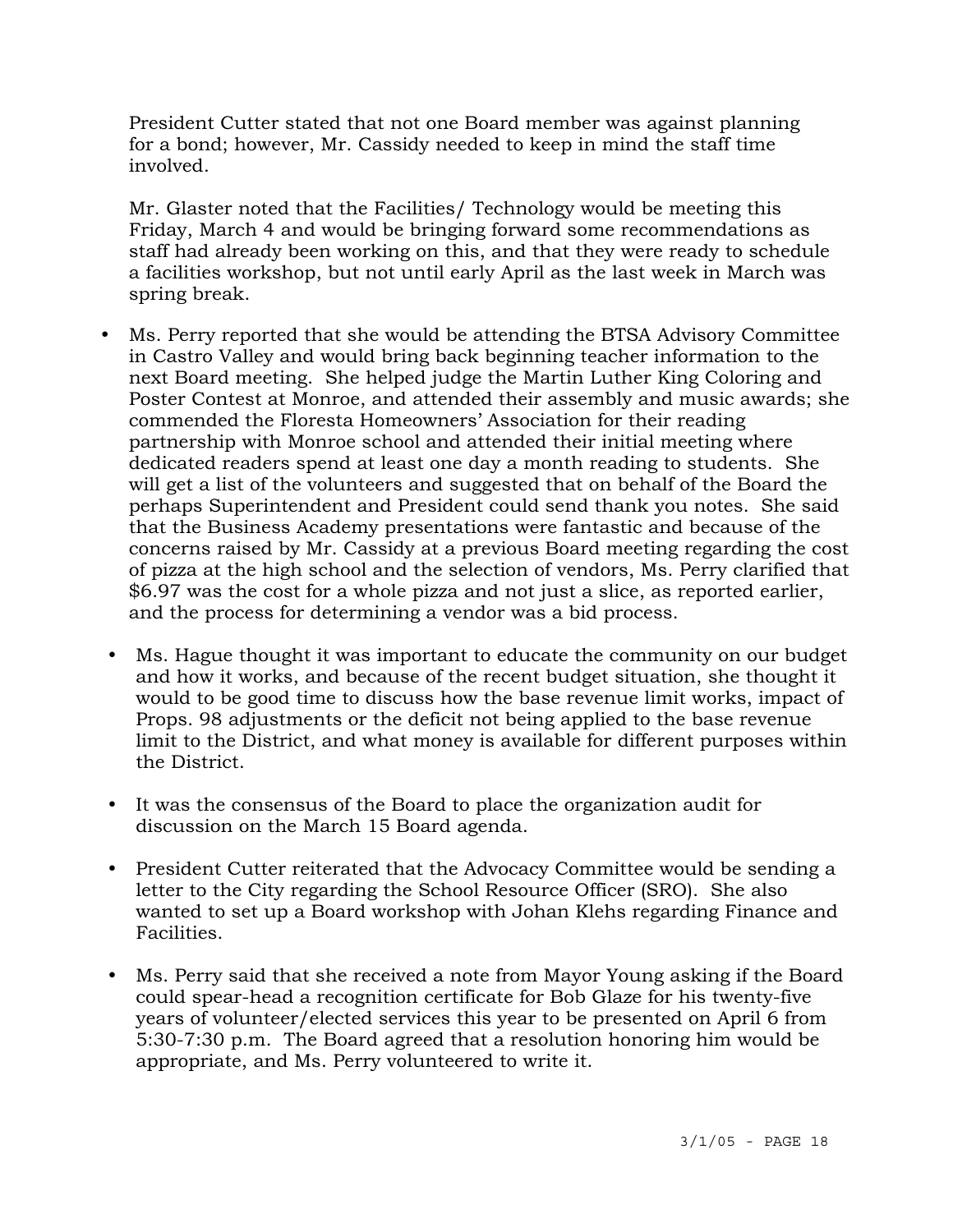President Cutter stated that not one Board member was against planning for a bond; however, Mr. Cassidy needed to keep in mind the staff time involved.

Mr. Glaster noted that the Facilities/ Technology would be meeting this Friday, March 4 and would be bringing forward some recommendations as staff had already been working on this, and that they were ready to schedule a facilities workshop, but not until early April as the last week in March was spring break.

- Ms. Perry reported that she would be attending the BTSA Advisory Committee in Castro Valley and would bring back beginning teacher information to the next Board meeting. She helped judge the Martin Luther King Coloring and Poster Contest at Monroe, and attended their assembly and music awards; she commended the Floresta Homeowners' Association for their reading partnership with Monroe school and attended their initial meeting where dedicated readers spend at least one day a month reading to students. She will get a list of the volunteers and suggested that on behalf of the Board the perhaps Superintendent and President could send thank you notes. She said that the Business Academy presentations were fantastic and because of the concerns raised by Mr. Cassidy at a previous Board meeting regarding the cost of pizza at the high school and the selection of vendors, Ms. Perry clarified that $6.97 was the cost for a whole pizza and not just a slice, as reported earlier, and the process for determining a vendor was a bid process.

- Ms. Hague thought it was important to educate the community on our budget and how it works, and because of the recent budget situation, she thought it would to be good time to discuss how the base revenue limit works, impact of Props. 98 adjustments or the deficit not being applied to the base revenue limit to the District, and what money is available for different purposes within the District.

- It was the consensus of the Board to place the organization audit for discussion on the March 15 Board agenda.

- President Cutter reiterated that the Advocacy Committee would be sending a letter to the City regarding the School Resource Officer (SRO). She also wanted to set up a Board workshop with Johan Klehs regarding Finance and Facilities.

- Ms. Perry said that she received a note from Mayor Young asking if the Board could spear-head a recognition certificate for Bob Glaze for his twenty-five years of volunteer/elected services this year to be presented on April 6 from 5:30-7:30 p.m. The Board agreed that a resolution honoring him would be appropriate, and Ms. Perry volunteered to write it.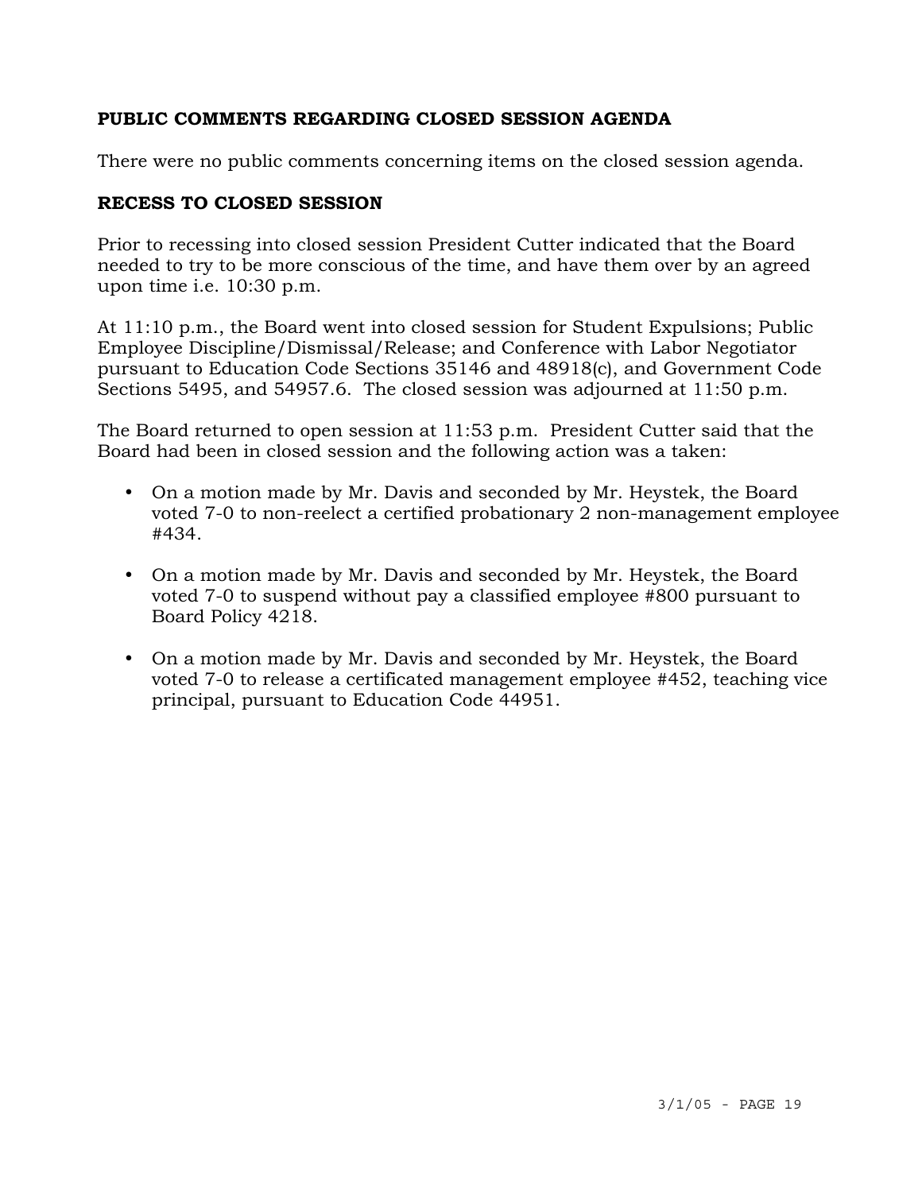**PUBLIC COMMENTS REGARDING CLOSED SESSION AGENDA**

There were no public comments concerning items on the closed session agenda.

**RECESS TO CLOSED SESSION**

Prior to recessing into closed session President Cutter indicated that the Board needed to try to be more conscious of the time, and have them over by an agreed upon time i.e. 10:30 p.m.

At 11:10 p.m., the Board went into closed session for Student Expulsions; Public Employee Discipline/Dismissal/Release; and Conference with Labor Negotiator pursuant to Education Code Sections 35146 and 48918(c), and Government Code Sections 5495, and 54957.6. The closed session was adjourned at 11:50 p.m.

The Board returned to open session at 11:53 p.m. President Cutter said that the Board had been in closed session and the following action was a taken:

- On a motion made by Mr. Davis and seconded by Mr. Heystek, the Board voted 7-0 to non-reelect a certified probationary 2 non-management employee #434.
- On a motion made by Mr. Davis and seconded by Mr. Heystek, the Board voted 7-0 to suspend without pay a classified employee #800 pursuant to Board Policy 4218.
- On a motion made by Mr. Davis and seconded by Mr. Heystek, the Board voted 7-0 to release a certificated management employee #452, teaching vice principal, pursuant to Education Code 44951.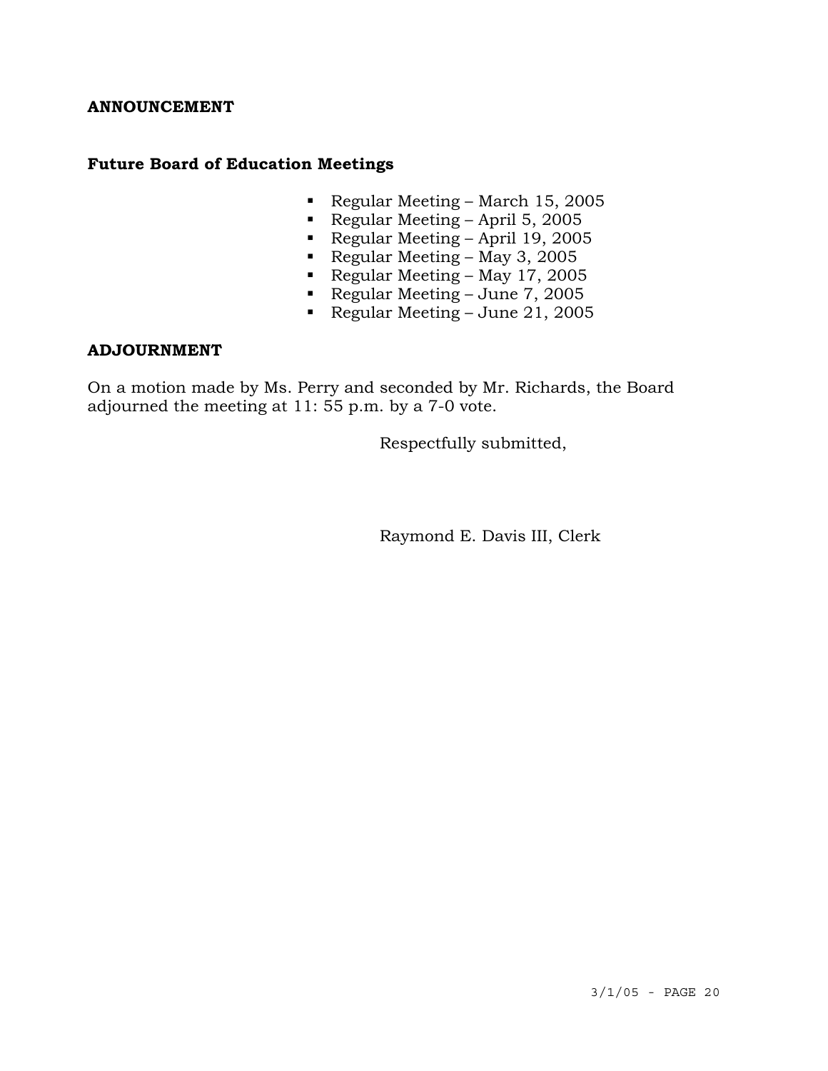**ANNOUNCEMENT**

**Future Board of Education Meetings**

- Regular Meeting – March 15, 2005
- Regular Meeting – April 5, 2005
- Regular Meeting – April 19, 2005
- Regular Meeting – May 3, 2005
- Regular Meeting – May 17, 2005
- Regular Meeting – June 7, 2005
- Regular Meeting – June 21, 2005

**ADJOURNMENT**

On a motion made by Ms. Perry and seconded by Mr. Richards, the Board adjourned the meeting at 11: 55 p.m. by a 7-0 vote.

Respectfully submitted,

Raymond E. Davis III, Clerk